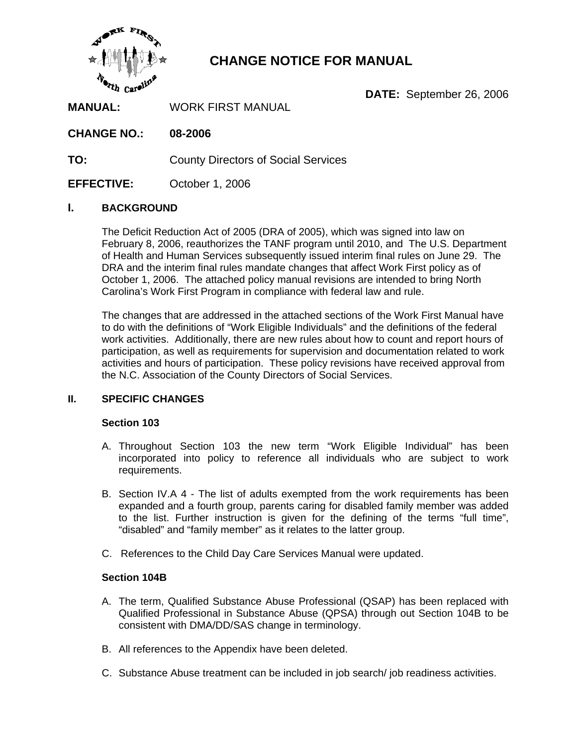# CHANGE NOTICE FOR MANUAL

**DATE:** September 26, 2006

**MANUAL:** WORK FIRST MANUAL

**CHANGE NO.:** **08-2006**

**TO:** County Directors of Social Services

**EFFECTIVE:** October 1, 2006

## I. BACKGROUND

The Deficit Reduction Act of 2005 (DRA of 2005), which was signed into law on February 8, 2006, reauthorizes the TANF program until 2010, and The U.S. Department of Health and Human Services subsequently issued interim final rules on June 29. The DRA and the interim final rules mandate changes that affect Work First policy as of October 1, 2006. The attached policy manual revisions are intended to bring North Carolina's Work First Program in compliance with federal law and rule.

The changes that are addressed in the attached sections of the Work First Manual have to do with the definitions of "Work Eligible Individuals" and the definitions of the federal work activities. Additionally, there are new rules about how to count and report hours of participation, as well as requirements for supervision and documentation related to work activities and hours of participation. These policy revisions have received approval from the N.C. Association of the County Directors of Social Services.

## II. SPECIFIC CHANGES

### Section 103

A. Throughout Section 103 the new term "Work Eligible Individual" has been incorporated into policy to reference all individuals who are subject to work requirements.

B. Section IV.A 4 - The list of adults exempted from the work requirements has been expanded and a fourth group, parents caring for disabled family member was added to the list. Further instruction is given for the defining of the terms "full time", "disabled" and "family member" as it relates to the latter group.

C. References to the Child Day Care Services Manual were updated.

### Section 104B

A. The term, Qualified Substance Abuse Professional (QSAP) has been replaced with Qualified Professional in Substance Abuse (QPSA) through out Section 104B to be consistent with DMA/DD/SAS change in terminology.

B. All references to the Appendix have been deleted.

C. Substance Abuse treatment can be included in job search/ job readiness activities.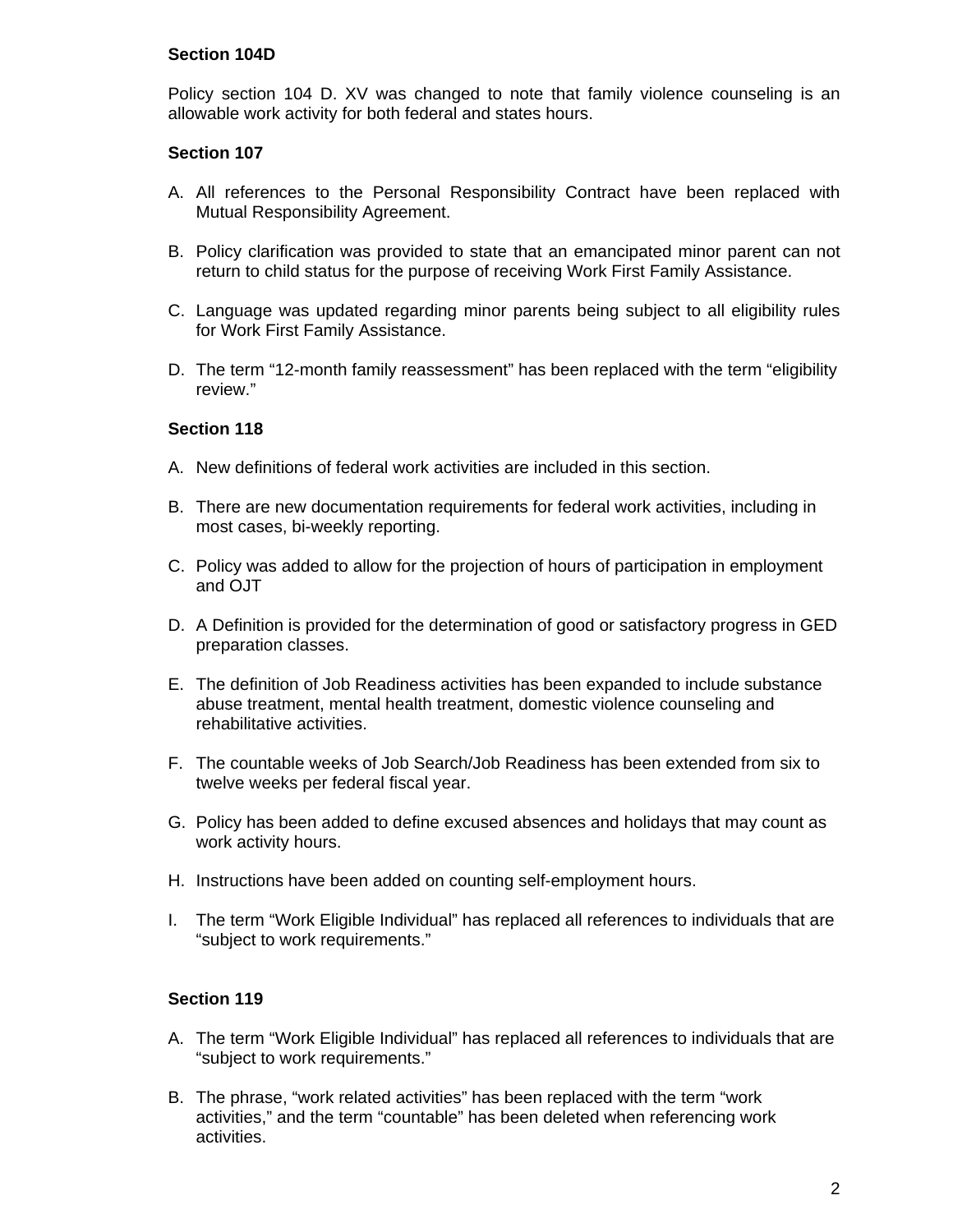**Section 104D**

Policy section 104 D. XV was changed to note that family violence counseling is an allowable work activity for both federal and states hours.

**Section 107**

A. All references to the Personal Responsibility Contract have been replaced with Mutual Responsibility Agreement.

B. Policy clarification was provided to state that an emancipated minor parent can not return to child status for the purpose of receiving Work First Family Assistance.

C. Language was updated regarding minor parents being subject to all eligibility rules for Work First Family Assistance.

D. The term “12-month family reassessment” has been replaced with the term “eligibility review.”

**Section 118**

A. New definitions of federal work activities are included in this section.

B. There are new documentation requirements for federal work activities, including in most cases, bi-weekly reporting.

C. Policy was added to allow for the projection of hours of participation in employment and OJT

D. A Definition is provided for the determination of good or satisfactory progress in GED preparation classes.

E. The definition of Job Readiness activities has been expanded to include substance abuse treatment, mental health treatment, domestic violence counseling and rehabilitative activities.

F. The countable weeks of Job Search/Job Readiness has been extended from six to twelve weeks per federal fiscal year.

G. Policy has been added to define excused absences and holidays that may count as work activity hours.

H. Instructions have been added on counting self-employment hours.

I. The term “Work Eligible Individual” has replaced all references to individuals that are “subject to work requirements.”

**Section 119**

A. The term “Work Eligible Individual” has replaced all references to individuals that are “subject to work requirements.”

B. The phrase, “work related activities” has been replaced with the term “work activities,” and the term “countable” has been deleted when referencing work activities.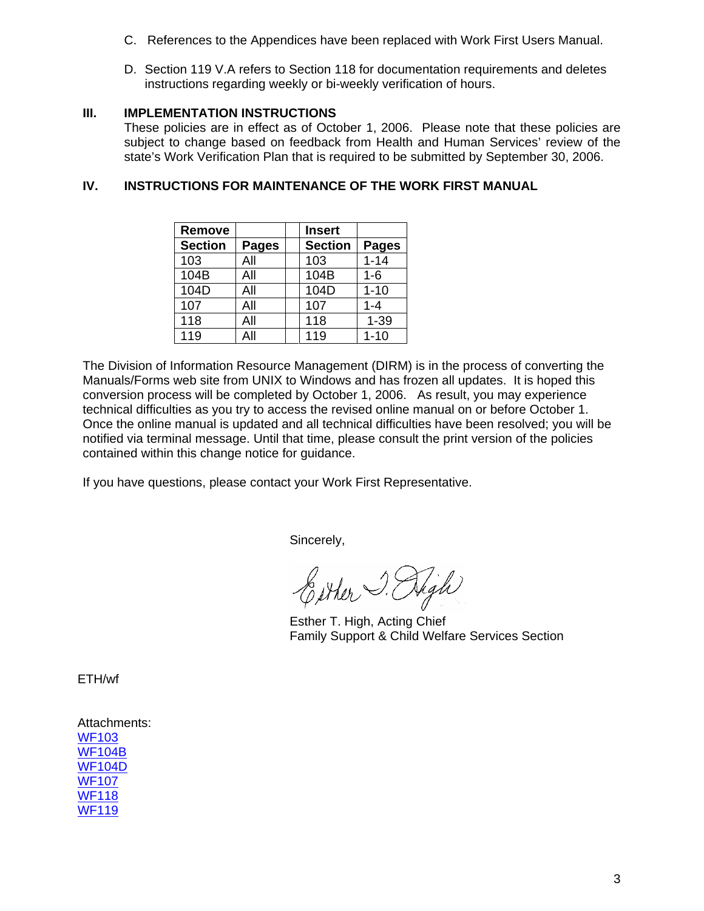C. References to the Appendices have been replaced with Work First Users Manual.

D. Section 119 V.A refers to Section 118 for documentation requirements and deletes instructions regarding weekly or bi-weekly verification of hours.

## III. IMPLEMENTATION INSTRUCTIONS

These policies are in effect as of October 1, 2006. Please note that these policies are subject to change based on feedback from Health and Human Services' review of the state's Work Verification Plan that is required to be submitted by September 30, 2006.

## IV. INSTRUCTIONS FOR MAINTENANCE OF THE WORK FIRST MANUAL

| Remove | | | Insert | |
|---|---|---|---|---|
| **Section** | **Pages** | | **Section** | **Pages** |
| 103 | All | | 103 | 1-14 |
| 104B | All | | 104B | 1-6 |
| 104D | All | | 104D | 1-10 |
| 107 | All | | 107 | 1-4 |
| 118 | All | | 118 | 1-39 |
| 119 | All | | 119 | 1-10 |

The Division of Information Resource Management (DIRM) is in the process of converting the Manuals/Forms web site from UNIX to Windows and has frozen all updates. It is hoped this conversion process will be completed by October 1, 2006. As result, you may experience technical difficulties as you try to access the revised online manual on or before October 1. Once the online manual is updated and all technical difficulties have been resolved; you will be notified via terminal message. Until that time, please consult the print version of the policies contained within this change notice for guidance.

If you have questions, please contact your Work First Representative.

Sincerely,

Esther T. High

Esther T. High, Acting Chief
Family Support & Child Welfare Services Section

ETH/wf

Attachments:
WF103
WF104B
WF104D
WF107
WF118
WF119